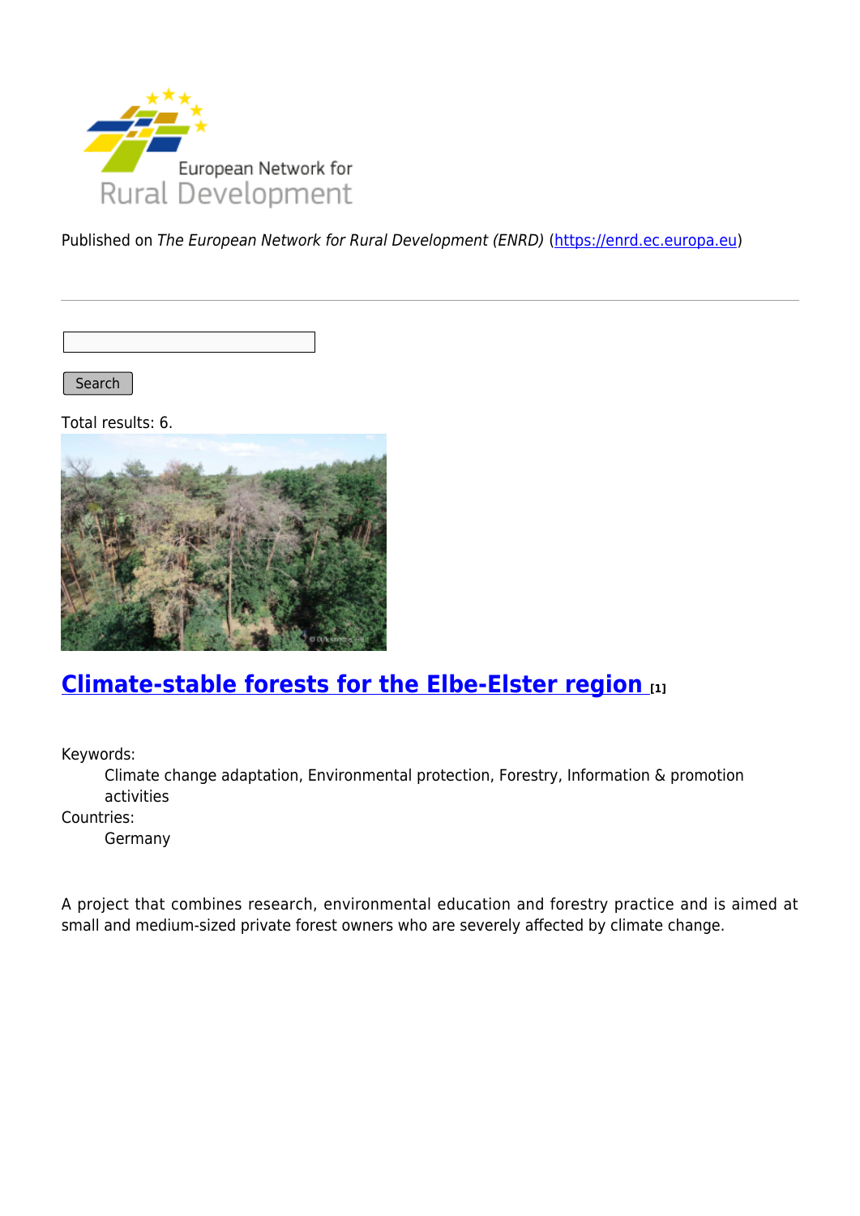Published on *The European Network for Rural Development (ENRD)* (https://enrd.ec.europa.eu)

Search

Total results: 6.

## Climate-stable forests for the Elbe-Elster region [1]

Keywords:
: Climate change adaptation, Environmental protection, Forestry, Information & promotion activities

Countries:
: Germany

A project that combines research, environmental education and forestry practice and is aimed at small and medium-sized private forest owners who are severely affected by climate change.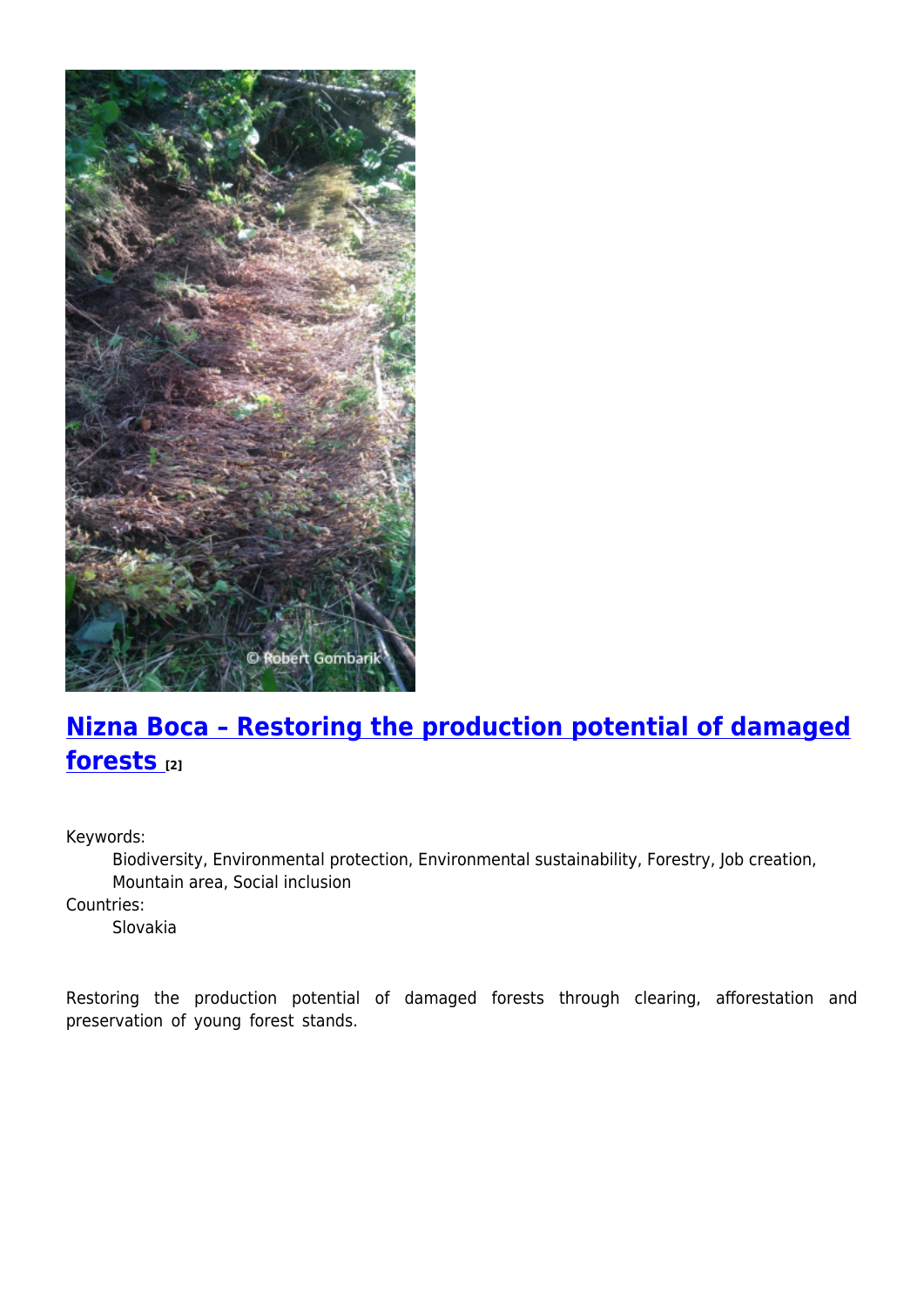## Nizna Boca – Restoring the production potential of damaged forests [2]

Keywords:

Biodiversity, Environmental protection, Environmental sustainability, Forestry, Job creation, Mountain area, Social inclusion

Countries:

Slovakia

Restoring the production potential of damaged forests through clearing, afforestation and preservation of young forest stands.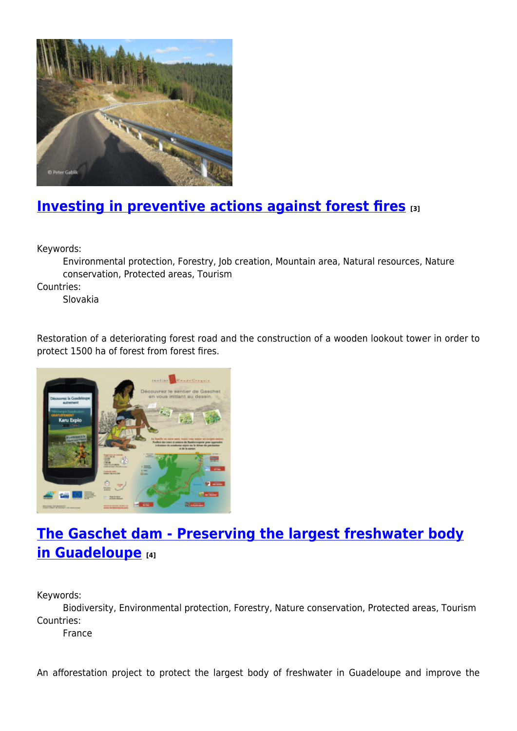## Investing in preventive actions against forest fires [3]

Keywords:
: Environmental protection, Forestry, Job creation, Mountain area, Natural resources, Nature conservation, Protected areas, Tourism

Countries:
: Slovakia

Restoration of a deteriorating forest road and the construction of a wooden lookout tower in order to protect 1500 ha of forest from forest fires.

## The Gaschet dam - Preserving the largest freshwater body in Guadeloupe [4]

Keywords:
: Biodiversity, Environmental protection, Forestry, Nature conservation, Protected areas, Tourism

Countries:
: France

An afforestation project to protect the largest body of freshwater in Guadeloupe and improve the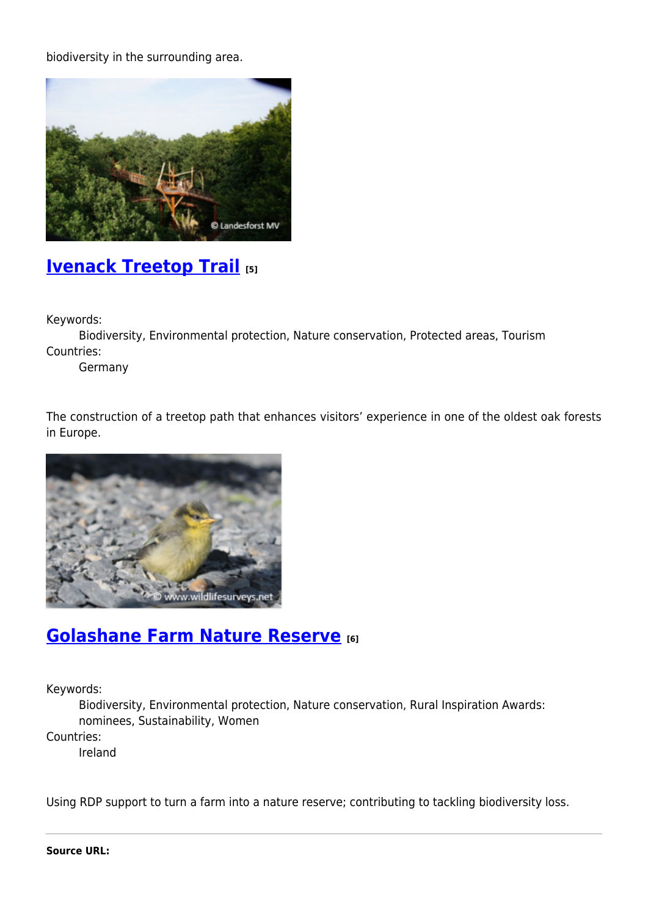biodiversity in the surrounding area.

## Ivenack Treetop Trail [5]

Keywords:
  Biodiversity, Environmental protection, Nature conservation, Protected areas, Tourism
Countries:
  Germany

The construction of a treetop path that enhances visitors' experience in one of the oldest oak forests in Europe.

## Golashane Farm Nature Reserve [6]

Keywords:
  Biodiversity, Environmental protection, Nature conservation, Rural Inspiration Awards: nominees, Sustainability, Women
Countries:
  Ireland

Using RDP support to turn a farm into a nature reserve; contributing to tackling biodiversity loss.

---

**Source URL:**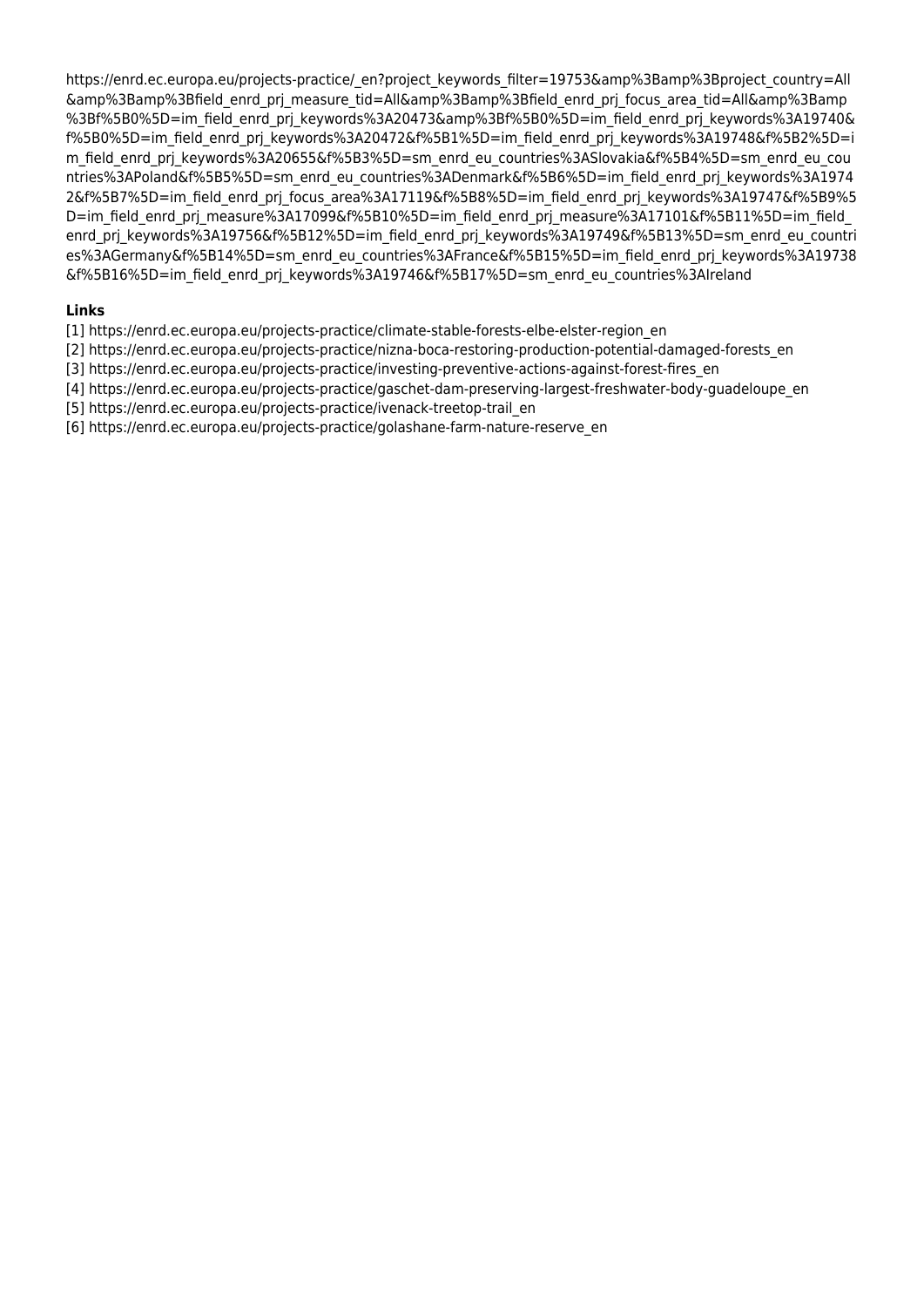https://enrd.ec.europa.eu/projects-practice/_en?project_keywords_filter=19753&amp%3Bamp%3Bproject_country=All&amp%3Bamp%3Bfield_enrd_prj_measure_tid=All&amp%3Bamp%3Bfield_enrd_prj_focus_area_tid=All&amp%3Bamp%3Bf%5B0%5D=im_field_enrd_prj_keywords%3A20473&amp%3Bf%5B0%5D=im_field_enrd_prj_keywords%3A19740&f%5B0%5D=im_field_enrd_prj_keywords%3A20472&f%5B1%5D=im_field_enrd_prj_keywords%3A19748&f%5B2%5D=im_field_enrd_prj_keywords%3A20655&f%5B3%5D=sm_enrd_eu_countries%3ASlovakia&f%5B4%5D=sm_enrd_eu_countries%3APoland&f%5B5%5D=sm_enrd_eu_countries%3ADenmark&f%5B6%5D=im_field_enrd_prj_keywords%3A19742&f%5B7%5D=im_field_enrd_prj_focus_area%3A17119&f%5B8%5D=im_field_enrd_prj_keywords%3A19747&f%5B9%5D=im_field_enrd_prj_measure%3A17099&f%5B10%5D=im_field_enrd_prj_measure%3A17101&f%5B11%5D=im_field_enrd_prj_keywords%3A19756&f%5B12%5D=im_field_enrd_prj_keywords%3A19749&f%5B13%5D=sm_enrd_eu_countries%3AGermany&f%5B14%5D=sm_enrd_eu_countries%3AFrance&f%5B15%5D=im_field_enrd_prj_keywords%3A19738&f%5B16%5D=im_field_enrd_prj_keywords%3A19746&f%5B17%5D=sm_enrd_eu_countries%3AIreland

**Links**

[1] https://enrd.ec.europa.eu/projects-practice/climate-stable-forests-elbe-elster-region_en
[2] https://enrd.ec.europa.eu/projects-practice/nizna-boca-restoring-production-potential-damaged-forests_en
[3] https://enrd.ec.europa.eu/projects-practice/investing-preventive-actions-against-forest-fires_en
[4] https://enrd.ec.europa.eu/projects-practice/gaschet-dam-preserving-largest-freshwater-body-guadeloupe_en
[5] https://enrd.ec.europa.eu/projects-practice/ivenack-treetop-trail_en
[6] https://enrd.ec.europa.eu/projects-practice/golashane-farm-nature-reserve_en